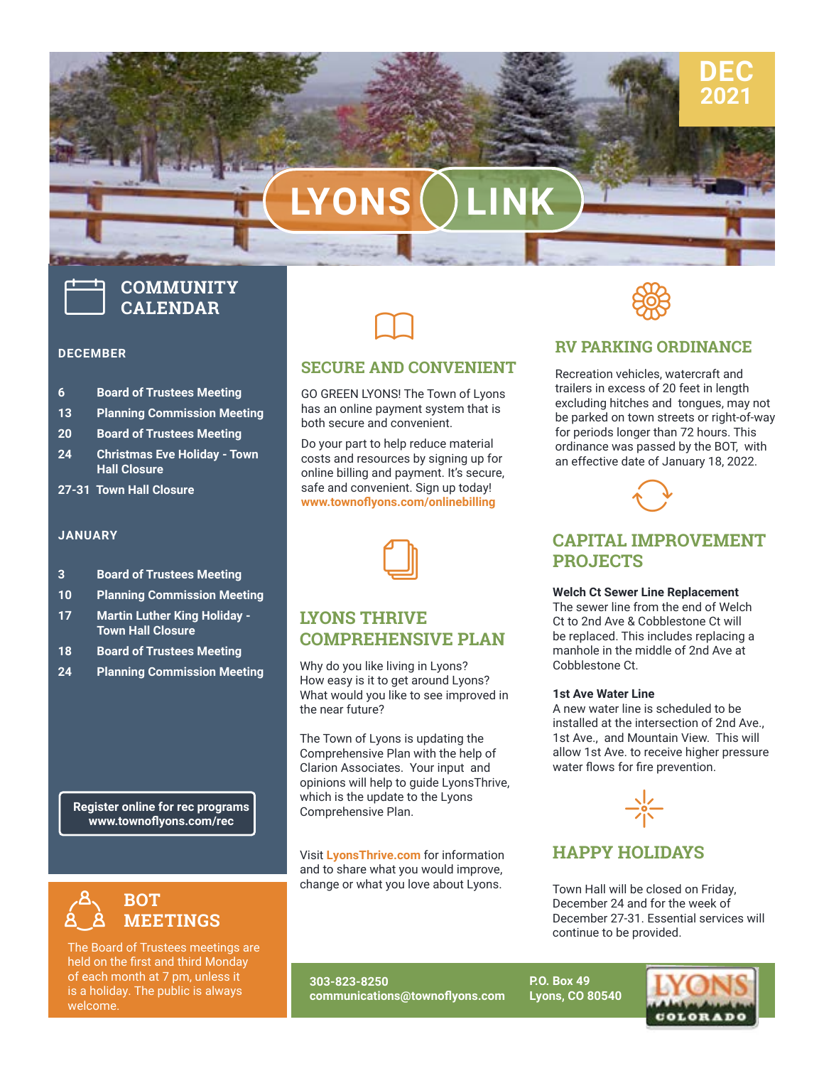# LYONS LINK

DEC 2021

## COMMUNITY CALENDAR

### DECEMBER

- **6** Board of Trustees Meeting
- **13** Planning Commission Meeting
- **20** Board of Trustees Meeting
- **24** Christmas Eve Holiday - Town Hall Closure
- **27-31** Town Hall Closure

### JANUARY

- **3** Board of Trustees Meeting
- **10** Planning Commission Meeting
- **17** Martin Luther King Holiday - Town Hall Closure
- **18** Board of Trustees Meeting
- **24** Planning Commission Meeting

**Register online for rec programs**
**www.townoflyons.com/rec**

## BOT MEETINGS

The Board of Trustees meetings are held on the first and third Monday of each month at 7 pm, unless it is a holiday. The public is always welcome.

## SECURE AND CONVENIENT

GO GREEN LYONS! The Town of Lyons has an online payment system that is both secure and convenient.

Do your part to help reduce material costs and resources by signing up for online billing and payment. It's secure, safe and convenient. Sign up today! **www.townoflyons.com/onlinebilling**

## LYONS THRIVE COMPREHENSIVE PLAN

Why do you like living in Lyons? How easy is it to get around Lyons? What would you like to see improved in the near future?

The Town of Lyons is updating the Comprehensive Plan with the help of Clarion Associates. Your input and opinions will help to guide LyonsThrive, which is the update to the Lyons Comprehensive Plan.

Visit **LyonsThrive.com** for information and to share what you would improve, change or what you love about Lyons.

## RV PARKING ORDINANCE

Recreation vehicles, watercraft and trailers in excess of 20 feet in length excluding hitches and tongues, may not be parked on town streets or right-of-way for periods longer than 72 hours. This ordinance was passed by the BOT, with an effective date of January 18, 2022.

## CAPITAL IMPROVEMENT PROJECTS

**Welch Ct Sewer Line Replacement**
The sewer line from the end of Welch Ct to 2nd Ave & Cobblestone Ct will be replaced. This includes replacing a manhole in the middle of 2nd Ave at Cobblestone Ct.

**1st Ave Water Line**
A new water line is scheduled to be installed at the intersection of 2nd Ave., 1st Ave., and Mountain View. This will allow 1st Ave. to receive higher pressure water flows for fire prevention.

## HAPPY HOLIDAYS

Town Hall will be closed on Friday, December 24 and for the week of December 27-31. Essential services will continue to be provided.

**303-823-8250**
**communications@townoflyons.com**

**P.O. Box 49**
**Lyons, CO 80540**

LYONS COLORADO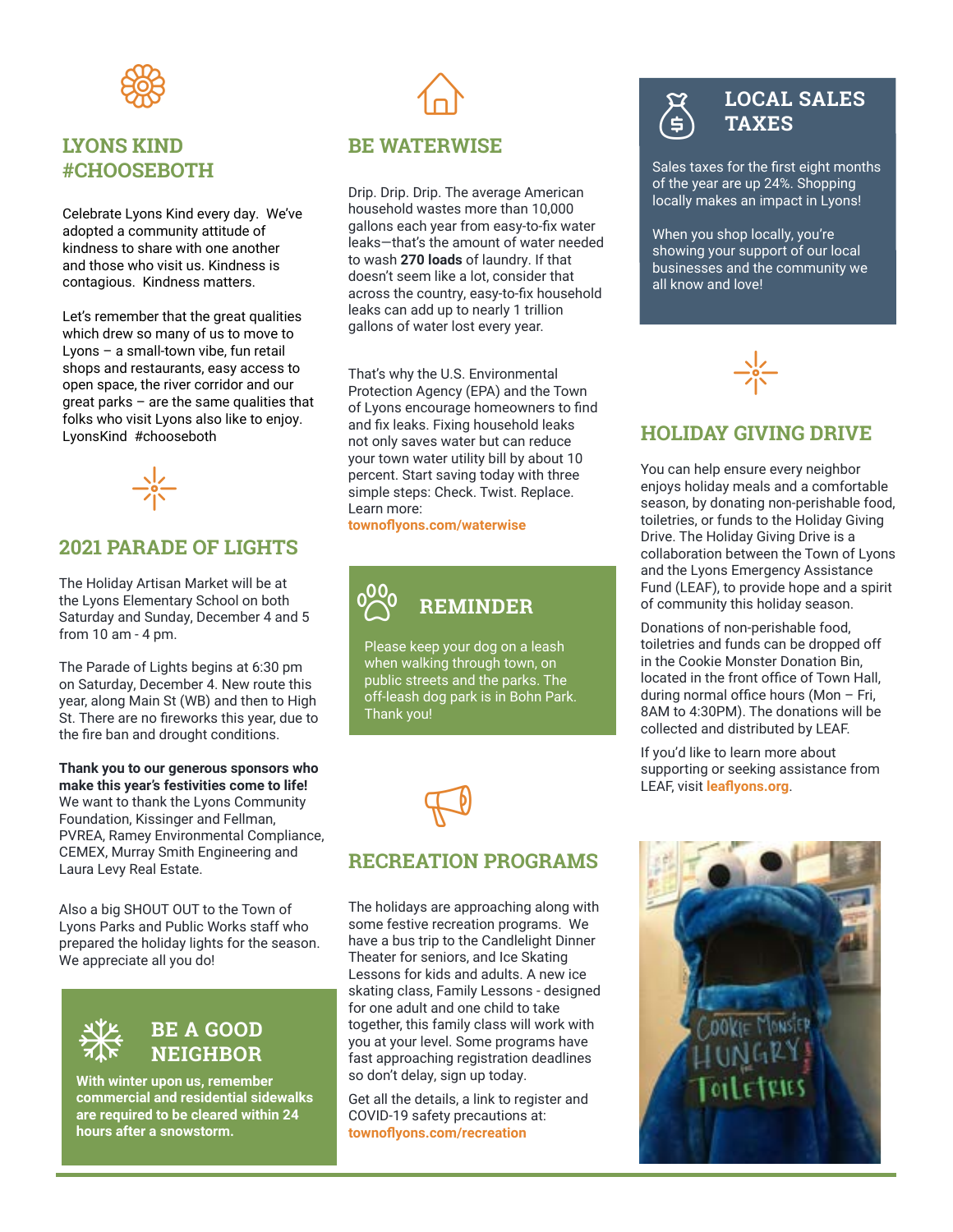## LYONS KIND #CHOOSEBOTH

Celebrate Lyons Kind every day. We've adopted a community attitude of kindness to share with one another and those who visit us. Kindness is contagious. Kindness matters.

Let's remember that the great qualities which drew so many of us to move to Lyons – a small-town vibe, fun retail shops and restaurants, easy access to open space, the river corridor and our great parks – are the same qualities that folks who visit Lyons also like to enjoy. LyonsKind #chooseboth

## 2021 PARADE OF LIGHTS

The Holiday Artisan Market will be at the Lyons Elementary School on both Saturday and Sunday, December 4 and 5 from 10 am - 4 pm.

The Parade of Lights begins at 6:30 pm on Saturday, December 4. New route this year, along Main St (WB) and then to High St. There are no fireworks this year, due to the fire ban and drought conditions.

**Thank you to our generous sponsors who make this year's festivities come to life!** We want to thank the Lyons Community Foundation, Kissinger and Fellman, PVREA, Ramey Environmental Compliance, CEMEX, Murray Smith Engineering and Laura Levy Real Estate.

Also a big SHOUT OUT to the Town of Lyons Parks and Public Works staff who prepared the holiday lights for the season. We appreciate all you do!

## BE A GOOD NEIGHBOR

**With winter upon us, remember commercial and residential sidewalks are required to be cleared within 24 hours after a snowstorm.**

## BE WATERWISE

Drip. Drip. Drip. The average American household wastes more than 10,000 gallons each year from easy-to-fix water leaks—that's the amount of water needed to wash **270 loads** of laundry. If that doesn't seem like a lot, consider that across the country, easy-to-fix household leaks can add up to nearly 1 trillion gallons of water lost every year.

That's why the U.S. Environmental Protection Agency (EPA) and the Town of Lyons encourage homeowners to find and fix leaks. Fixing household leaks not only saves water but can reduce your town water utility bill by about 10 percent. Start saving today with three simple steps: Check. Twist. Replace. Learn more: **townoflyons.com/waterwise**

## REMINDER

Please keep your dog on a leash when walking through town, on public streets and the parks. The off-leash dog park is in Bohn Park. Thank you!

## RECREATION PROGRAMS

The holidays are approaching along with some festive recreation programs. We have a bus trip to the Candlelight Dinner Theater for seniors, and Ice Skating Lessons for kids and adults. A new ice skating class, Family Lessons - designed for one adult and one child to take together, this family class will work with you at your level. Some programs have fast approaching registration deadlines so don't delay, sign up today.

Get all the details, a link to register and COVID-19 safety precautions at: **townoflyons.com/recreation**

## LOCAL SALES TAXES

Sales taxes for the first eight months of the year are up 24%. Shopping locally makes an impact in Lyons!

When you shop locally, you're showing your support of our local businesses and the community we all know and love!

## HOLIDAY GIVING DRIVE

You can help ensure every neighbor enjoys holiday meals and a comfortable season, by donating non-perishable food, toiletries, or funds to the Holiday Giving Drive. The Holiday Giving Drive is a collaboration between the Town of Lyons and the Lyons Emergency Assistance Fund (LEAF), to provide hope and a spirit of community this holiday season.

Donations of non-perishable food, toiletries and funds can be dropped off in the Cookie Monster Donation Bin, located in the front office of Town Hall, during normal office hours (Mon – Fri, 8AM to 4:30PM). The donations will be collected and distributed by LEAF.

If you'd like to learn more about supporting or seeking assistance from LEAF, visit **leaflyons.org**.